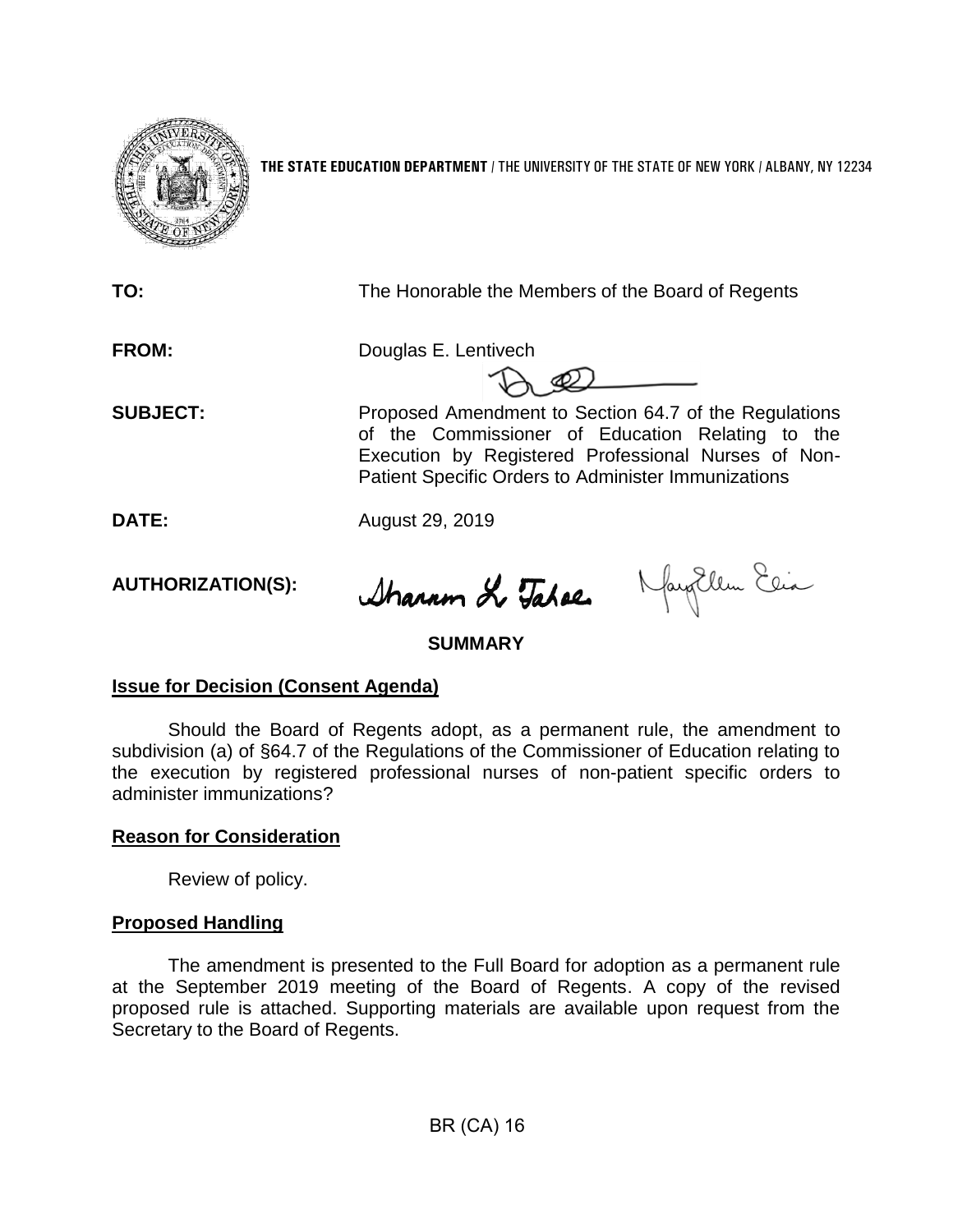**THE STATE EDUCATION DEPARTMENT** / THE UNIVERSITY OF THE STATE OF NEW YORK / ALBANY, NY 12234

**TO:** The Honorable the Members of the Board of Regents

**FROM:** Douglas E. Lentivech

**SUBJECT:** Proposed Amendment to Section 64.7 of the Regulations of the Commissioner of Education Relating to the Execution by Registered Professional Nurses of Non-Patient Specific Orders to Administer Immunizations

**DATE:** August 29, 2019

**AUTHORIZATION(S):**

## SUMMARY

**Issue for Decision (Consent Agenda)**

Should the Board of Regents adopt, as a permanent rule, the amendment to subdivision (a) of §64.7 of the Regulations of the Commissioner of Education relating to the execution by registered professional nurses of non-patient specific orders to administer immunizations?

**Reason for Consideration**

Review of policy.

**Proposed Handling**

The amendment is presented to the Full Board for adoption as a permanent rule at the September 2019 meeting of the Board of Regents. A copy of the revised proposed rule is attached. Supporting materials are available upon request from the Secretary to the Board of Regents.

BR (CA) 16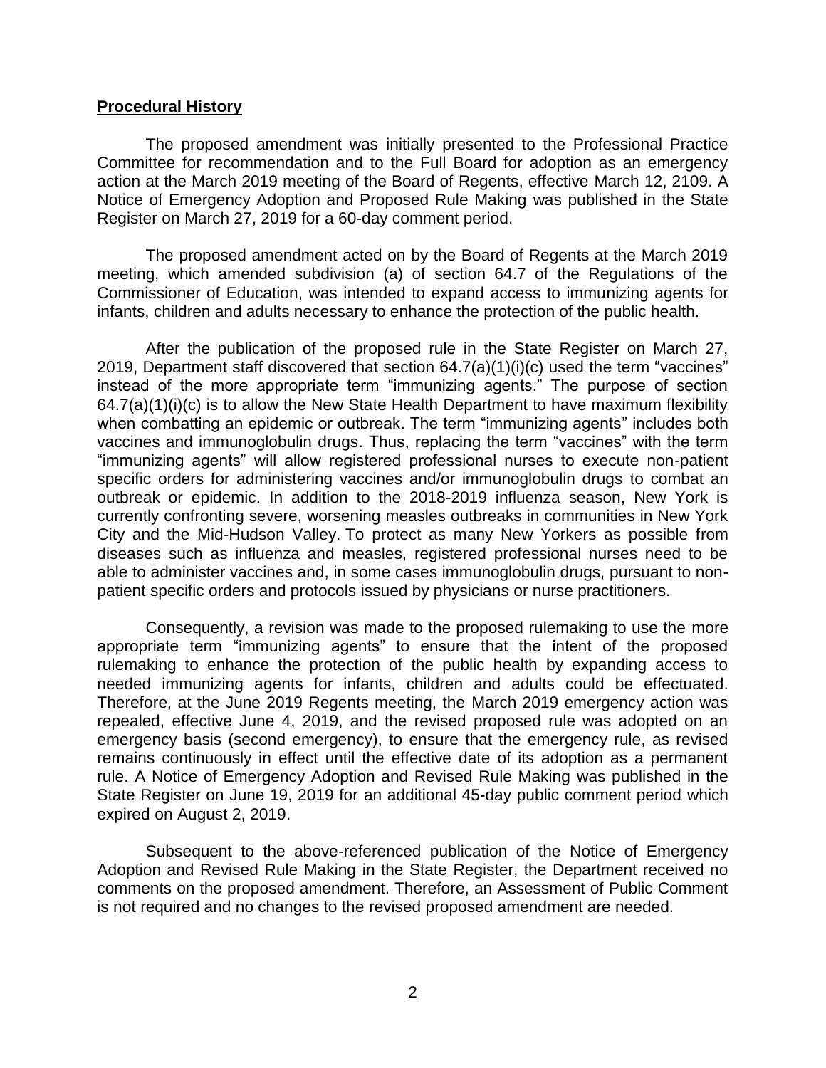**Procedural History**

The proposed amendment was initially presented to the Professional Practice Committee for recommendation and to the Full Board for adoption as an emergency action at the March 2019 meeting of the Board of Regents, effective March 12, 2109. A Notice of Emergency Adoption and Proposed Rule Making was published in the State Register on March 27, 2019 for a 60-day comment period.

The proposed amendment acted on by the Board of Regents at the March 2019 meeting, which amended subdivision (a) of section 64.7 of the Regulations of the Commissioner of Education, was intended to expand access to immunizing agents for infants, children and adults necessary to enhance the protection of the public health.

After the publication of the proposed rule in the State Register on March 27, 2019, Department staff discovered that section 64.7(a)(1)(i)(c) used the term "vaccines" instead of the more appropriate term "immunizing agents." The purpose of section 64.7(a)(1)(i)(c) is to allow the New State Health Department to have maximum flexibility when combatting an epidemic or outbreak. The term "immunizing agents" includes both vaccines and immunoglobulin drugs. Thus, replacing the term "vaccines" with the term "immunizing agents" will allow registered professional nurses to execute non-patient specific orders for administering vaccines and/or immunoglobulin drugs to combat an outbreak or epidemic. In addition to the 2018-2019 influenza season, New York is currently confronting severe, worsening measles outbreaks in communities in New York City and the Mid-Hudson Valley. To protect as many New Yorkers as possible from diseases such as influenza and measles, registered professional nurses need to be able to administer vaccines and, in some cases immunoglobulin drugs, pursuant to non-patient specific orders and protocols issued by physicians or nurse practitioners.

Consequently, a revision was made to the proposed rulemaking to use the more appropriate term "immunizing agents" to ensure that the intent of the proposed rulemaking to enhance the protection of the public health by expanding access to needed immunizing agents for infants, children and adults could be effectuated. Therefore, at the June 2019 Regents meeting, the March 2019 emergency action was repealed, effective June 4, 2019, and the revised proposed rule was adopted on an emergency basis (second emergency), to ensure that the emergency rule, as revised remains continuously in effect until the effective date of its adoption as a permanent rule. A Notice of Emergency Adoption and Revised Rule Making was published in the State Register on June 19, 2019 for an additional 45-day public comment period which expired on August 2, 2019.

Subsequent to the above-referenced publication of the Notice of Emergency Adoption and Revised Rule Making in the State Register, the Department received no comments on the proposed amendment. Therefore, an Assessment of Public Comment is not required and no changes to the revised proposed amendment are needed.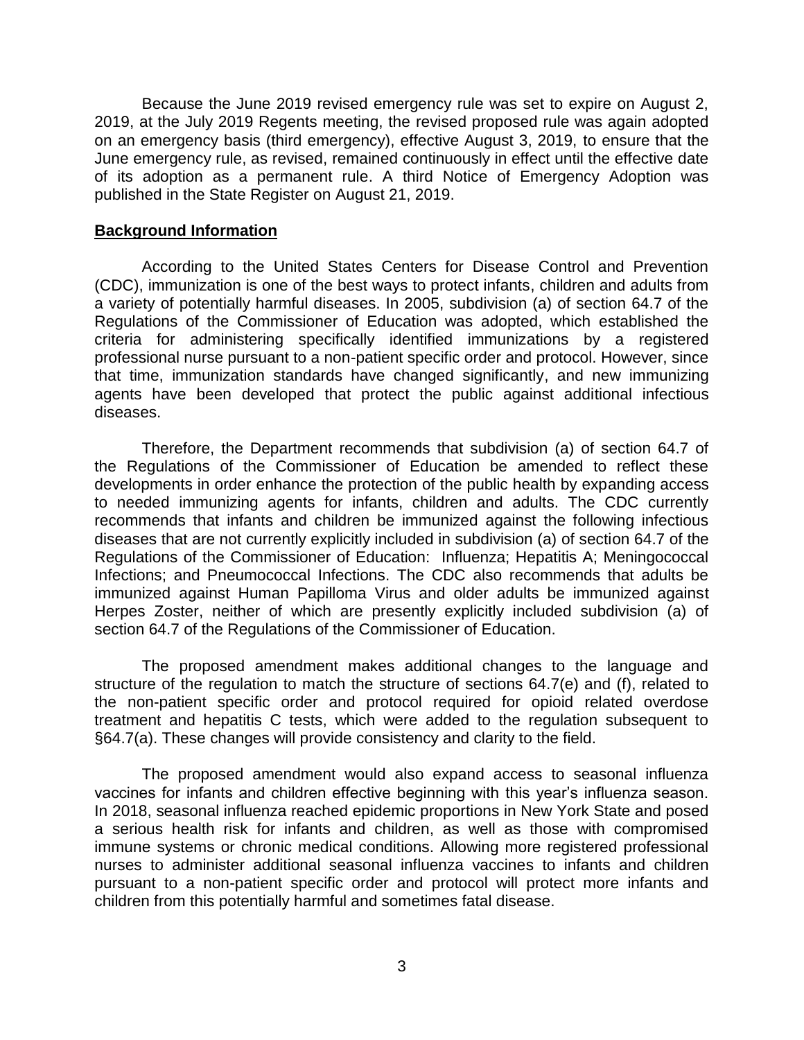Because the June 2019 revised emergency rule was set to expire on August 2, 2019, at the July 2019 Regents meeting, the revised proposed rule was again adopted on an emergency basis (third emergency), effective August 3, 2019, to ensure that the June emergency rule, as revised, remained continuously in effect until the effective date of its adoption as a permanent rule. A third Notice of Emergency Adoption was published in the State Register on August 21, 2019.

## Background Information

According to the United States Centers for Disease Control and Prevention (CDC), immunization is one of the best ways to protect infants, children and adults from a variety of potentially harmful diseases. In 2005, subdivision (a) of section 64.7 of the Regulations of the Commissioner of Education was adopted, which established the criteria for administering specifically identified immunizations by a registered professional nurse pursuant to a non-patient specific order and protocol. However, since that time, immunization standards have changed significantly, and new immunizing agents have been developed that protect the public against additional infectious diseases.

Therefore, the Department recommends that subdivision (a) of section 64.7 of the Regulations of the Commissioner of Education be amended to reflect these developments in order enhance the protection of the public health by expanding access to needed immunizing agents for infants, children and adults. The CDC currently recommends that infants and children be immunized against the following infectious diseases that are not currently explicitly included in subdivision (a) of section 64.7 of the Regulations of the Commissioner of Education: Influenza; Hepatitis A; Meningococcal Infections; and Pneumococcal Infections. The CDC also recommends that adults be immunized against Human Papilloma Virus and older adults be immunized against Herpes Zoster, neither of which are presently explicitly included subdivision (a) of section 64.7 of the Regulations of the Commissioner of Education.

The proposed amendment makes additional changes to the language and structure of the regulation to match the structure of sections 64.7(e) and (f), related to the non-patient specific order and protocol required for opioid related overdose treatment and hepatitis C tests, which were added to the regulation subsequent to §64.7(a). These changes will provide consistency and clarity to the field.

The proposed amendment would also expand access to seasonal influenza vaccines for infants and children effective beginning with this year's influenza season. In 2018, seasonal influenza reached epidemic proportions in New York State and posed a serious health risk for infants and children, as well as those with compromised immune systems or chronic medical conditions. Allowing more registered professional nurses to administer additional seasonal influenza vaccines to infants and children pursuant to a non-patient specific order and protocol will protect more infants and children from this potentially harmful and sometimes fatal disease.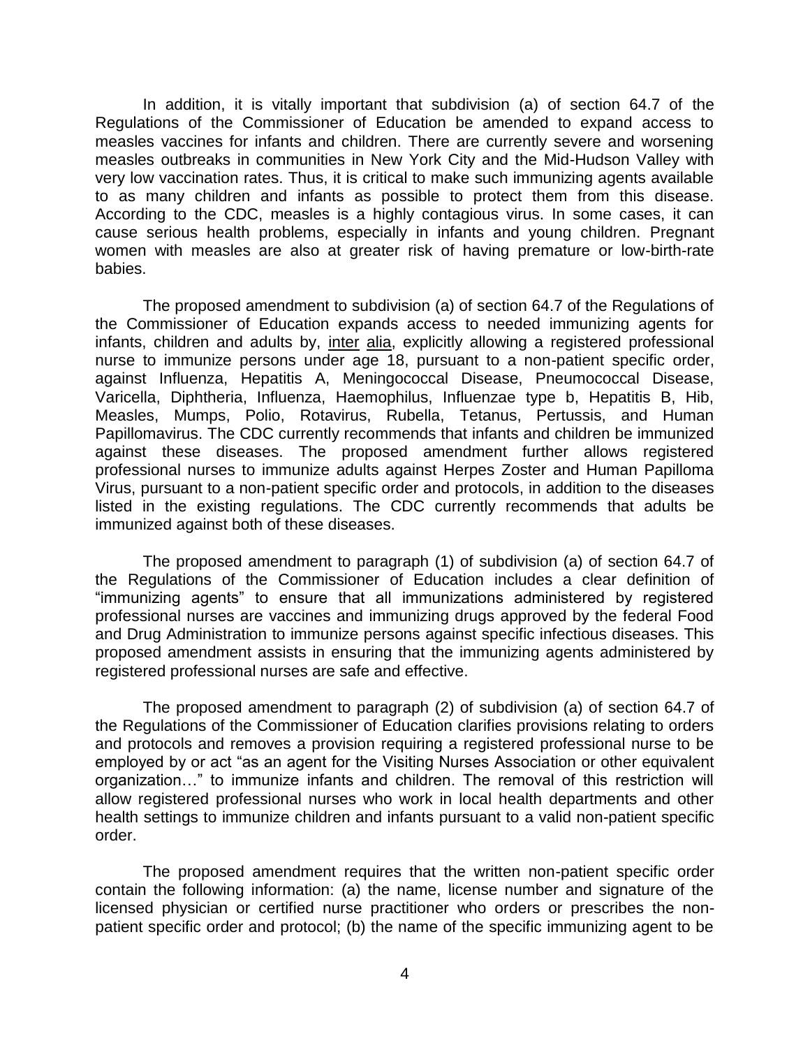In addition, it is vitally important that subdivision (a) of section 64.7 of the Regulations of the Commissioner of Education be amended to expand access to measles vaccines for infants and children. There are currently severe and worsening measles outbreaks in communities in New York City and the Mid-Hudson Valley with very low vaccination rates. Thus, it is critical to make such immunizing agents available to as many children and infants as possible to protect them from this disease. According to the CDC, measles is a highly contagious virus. In some cases, it can cause serious health problems, especially in infants and young children. Pregnant women with measles are also at greater risk of having premature or low-birth-rate babies.

The proposed amendment to subdivision (a) of section 64.7 of the Regulations of the Commissioner of Education expands access to needed immunizing agents for infants, children and adults by, inter alia, explicitly allowing a registered professional nurse to immunize persons under age 18, pursuant to a non-patient specific order, against Influenza, Hepatitis A, Meningococcal Disease, Pneumococcal Disease, Varicella, Diphtheria, Influenza, Haemophilus, Influenzae type b, Hepatitis B, Hib, Measles, Mumps, Polio, Rotavirus, Rubella, Tetanus, Pertussis, and Human Papillomavirus. The CDC currently recommends that infants and children be immunized against these diseases. The proposed amendment further allows registered professional nurses to immunize adults against Herpes Zoster and Human Papilloma Virus, pursuant to a non-patient specific order and protocols, in addition to the diseases listed in the existing regulations. The CDC currently recommends that adults be immunized against both of these diseases.

The proposed amendment to paragraph (1) of subdivision (a) of section 64.7 of the Regulations of the Commissioner of Education includes a clear definition of "immunizing agents" to ensure that all immunizations administered by registered professional nurses are vaccines and immunizing drugs approved by the federal Food and Drug Administration to immunize persons against specific infectious diseases. This proposed amendment assists in ensuring that the immunizing agents administered by registered professional nurses are safe and effective.

The proposed amendment to paragraph (2) of subdivision (a) of section 64.7 of the Regulations of the Commissioner of Education clarifies provisions relating to orders and protocols and removes a provision requiring a registered professional nurse to be employed by or act "as an agent for the Visiting Nurses Association or other equivalent organization…" to immunize infants and children. The removal of this restriction will allow registered professional nurses who work in local health departments and other health settings to immunize children and infants pursuant to a valid non-patient specific order.

The proposed amendment requires that the written non-patient specific order contain the following information: (a) the name, license number and signature of the licensed physician or certified nurse practitioner who orders or prescribes the non-patient specific order and protocol; (b) the name of the specific immunizing agent to be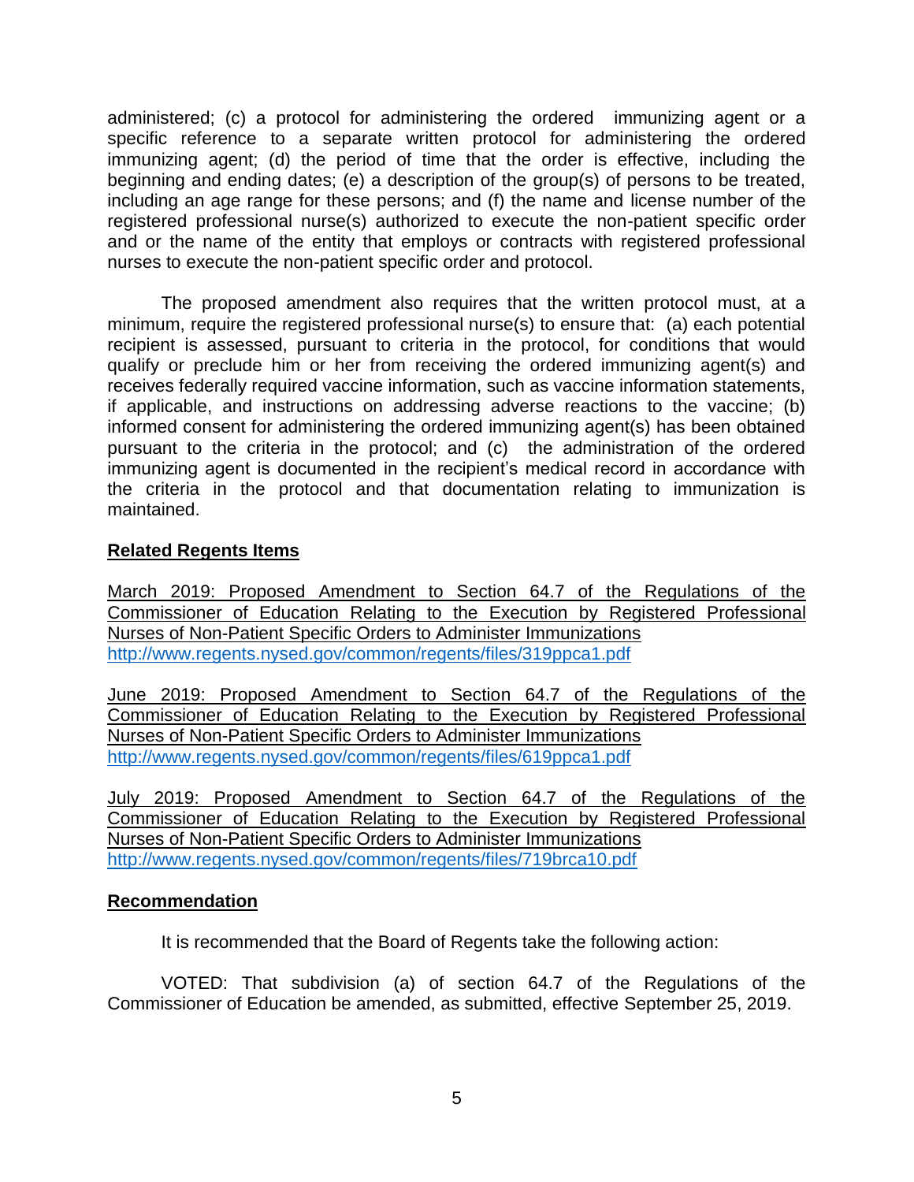administered; (c) a protocol for administering the ordered immunizing agent or a specific reference to a separate written protocol for administering the ordered immunizing agent; (d) the period of time that the order is effective, including the beginning and ending dates; (e) a description of the group(s) of persons to be treated, including an age range for these persons; and (f) the name and license number of the registered professional nurse(s) authorized to execute the non-patient specific order and or the name of the entity that employs or contracts with registered professional nurses to execute the non-patient specific order and protocol.

The proposed amendment also requires that the written protocol must, at a minimum, require the registered professional nurse(s) to ensure that: (a) each potential recipient is assessed, pursuant to criteria in the protocol, for conditions that would qualify or preclude him or her from receiving the ordered immunizing agent(s) and receives federally required vaccine information, such as vaccine information statements, if applicable, and instructions on addressing adverse reactions to the vaccine; (b) informed consent for administering the ordered immunizing agent(s) has been obtained pursuant to the criteria in the protocol; and (c) the administration of the ordered immunizing agent is documented in the recipient's medical record in accordance with the criteria in the protocol and that documentation relating to immunization is maintained.

**Related Regents Items**

March 2019: Proposed Amendment to Section 64.7 of the Regulations of the Commissioner of Education Relating to the Execution by Registered Professional Nurses of Non-Patient Specific Orders to Administer Immunizations
http://www.regents.nysed.gov/common/regents/files/319ppca1.pdf

June 2019: Proposed Amendment to Section 64.7 of the Regulations of the Commissioner of Education Relating to the Execution by Registered Professional Nurses of Non-Patient Specific Orders to Administer Immunizations
http://www.regents.nysed.gov/common/regents/files/619ppca1.pdf

July 2019: Proposed Amendment to Section 64.7 of the Regulations of the Commissioner of Education Relating to the Execution by Registered Professional Nurses of Non-Patient Specific Orders to Administer Immunizations
http://www.regents.nysed.gov/common/regents/files/719brca10.pdf

**Recommendation**

It is recommended that the Board of Regents take the following action:

VOTED: That subdivision (a) of section 64.7 of the Regulations of the Commissioner of Education be amended, as submitted, effective September 25, 2019.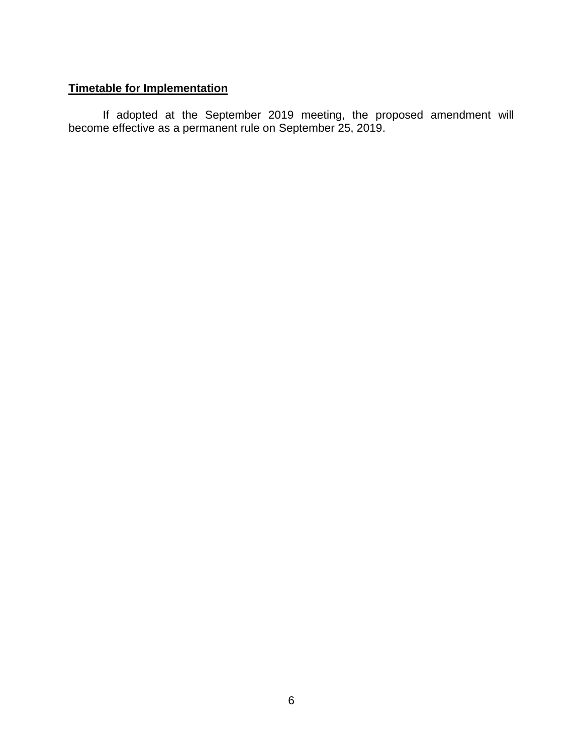**Timetable for Implementation**

If adopted at the September 2019 meeting, the proposed amendment will become effective as a permanent rule on September 25, 2019.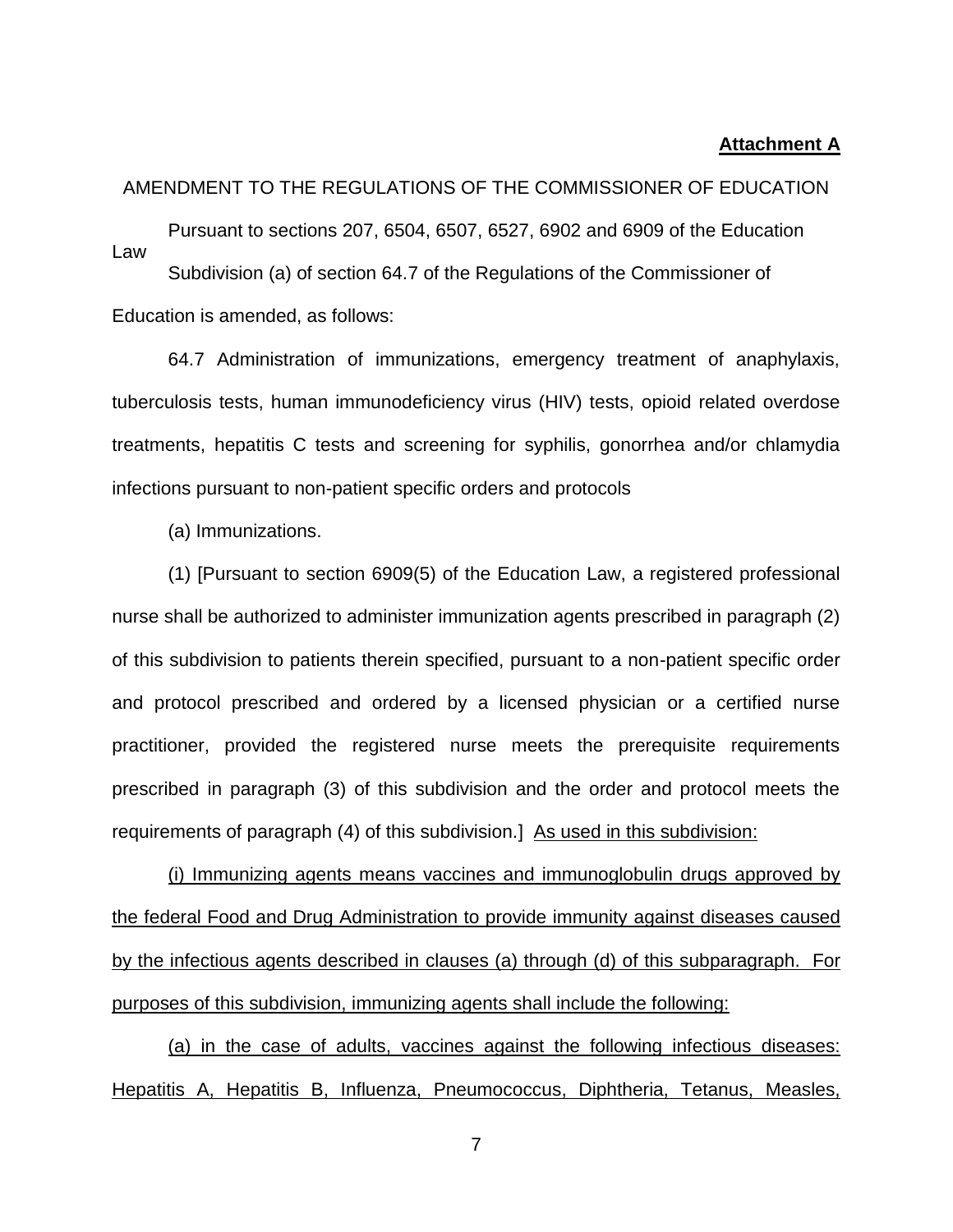**Attachment A**

AMENDMENT TO THE REGULATIONS OF THE COMMISSIONER OF EDUCATION

Pursuant to sections 207, 6504, 6507, 6527, 6902 and 6909 of the Education Law

Subdivision (a) of section 64.7 of the Regulations of the Commissioner of Education is amended, as follows:

64.7 Administration of immunizations, emergency treatment of anaphylaxis, tuberculosis tests, human immunodeficiency virus (HIV) tests, opioid related overdose treatments, hepatitis C tests and screening for syphilis, gonorrhea and/or chlamydia infections pursuant to non-patient specific orders and protocols

(a) Immunizations.

(1) [Pursuant to section 6909(5) of the Education Law, a registered professional nurse shall be authorized to administer immunization agents prescribed in paragraph (2) of this subdivision to patients therein specified, pursuant to a non-patient specific order and protocol prescribed and ordered by a licensed physician or a certified nurse practitioner, provided the registered nurse meets the prerequisite requirements prescribed in paragraph (3) of this subdivision and the order and protocol meets the requirements of paragraph (4) of this subdivision.] <u>As used in this subdivision:</u>

<u>(i) Immunizing agents means vaccines and immunoglobulin drugs approved by the federal Food and Drug Administration to provide immunity against diseases caused by the infectious agents described in clauses (a) through (d) of this subparagraph. For purposes of this subdivision, immunizing agents shall include the following:</u>

<u>(a) in the case of adults, vaccines against the following infectious diseases: Hepatitis A, Hepatitis B, Influenza, Pneumococcus, Diphtheria, Tetanus, Measles,</u>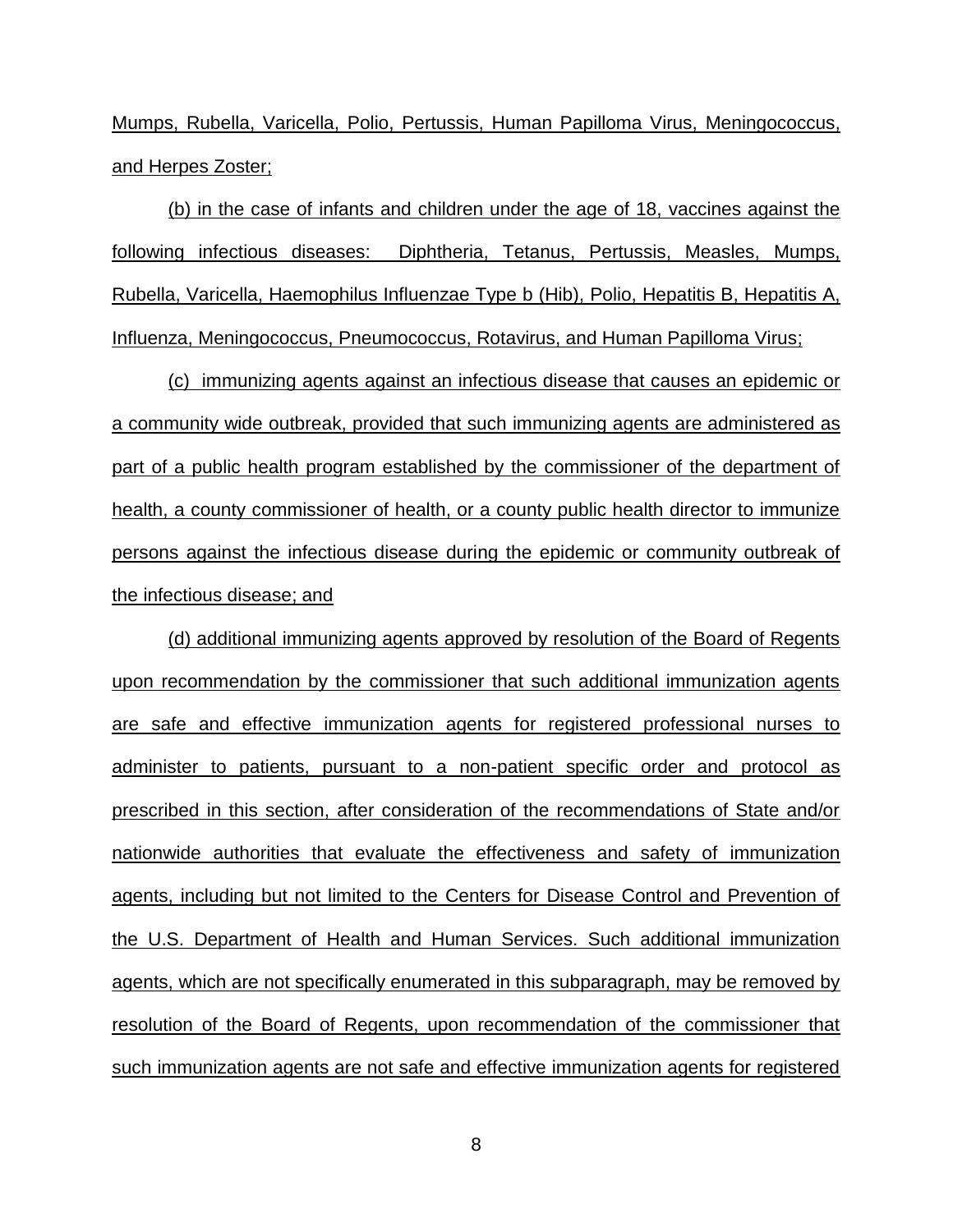Mumps, Rubella, Varicella, Polio, Pertussis, Human Papilloma Virus, Meningococcus, and Herpes Zoster;

(b) in the case of infants and children under the age of 18, vaccines against the following infectious diseases: Diphtheria, Tetanus, Pertussis, Measles, Mumps, Rubella, Varicella, Haemophilus Influenzae Type b (Hib), Polio, Hepatitis B, Hepatitis A, Influenza, Meningococcus, Pneumococcus, Rotavirus, and Human Papilloma Virus;

(c) immunizing agents against an infectious disease that causes an epidemic or a community wide outbreak, provided that such immunizing agents are administered as part of a public health program established by the commissioner of the department of health, a county commissioner of health, or a county public health director to immunize persons against the infectious disease during the epidemic or community outbreak of the infectious disease; and

(d) additional immunizing agents approved by resolution of the Board of Regents upon recommendation by the commissioner that such additional immunization agents are safe and effective immunization agents for registered professional nurses to administer to patients, pursuant to a non-patient specific order and protocol as prescribed in this section, after consideration of the recommendations of State and/or nationwide authorities that evaluate the effectiveness and safety of immunization agents, including but not limited to the Centers for Disease Control and Prevention of the U.S. Department of Health and Human Services. Such additional immunization agents, which are not specifically enumerated in this subparagraph, may be removed by resolution of the Board of Regents, upon recommendation of the commissioner that such immunization agents are not safe and effective immunization agents for registered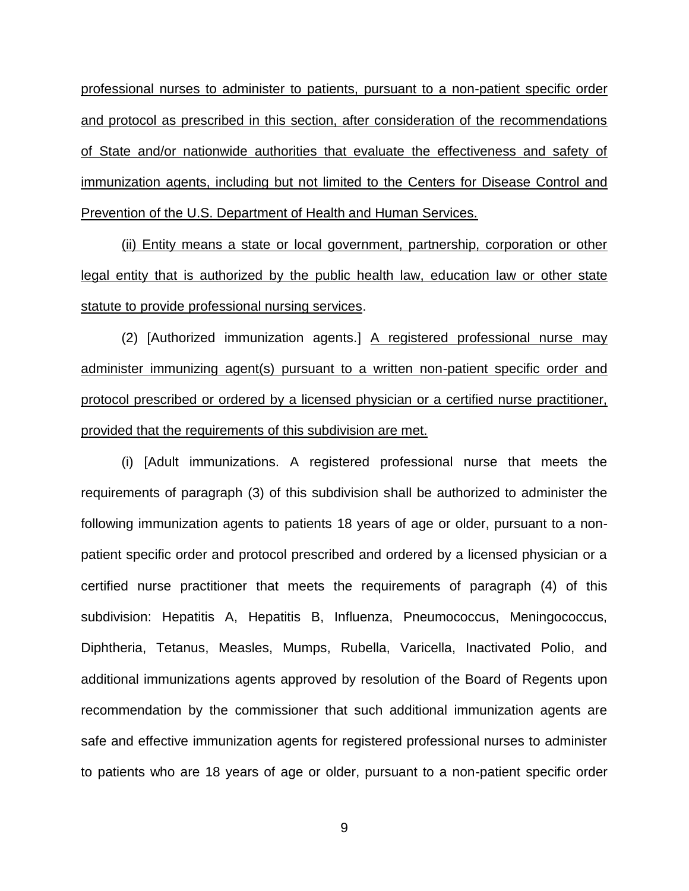professional nurses to administer to patients, pursuant to a non-patient specific order and protocol as prescribed in this section, after consideration of the recommendations of State and/or nationwide authorities that evaluate the effectiveness and safety of immunization agents, including but not limited to the Centers for Disease Control and Prevention of the U.S. Department of Health and Human Services.

(ii) Entity means a state or local government, partnership, corporation or other legal entity that is authorized by the public health law, education law or other state statute to provide professional nursing services.

(2) [Authorized immunization agents.] A registered professional nurse may administer immunizing agent(s) pursuant to a written non-patient specific order and protocol prescribed or ordered by a licensed physician or a certified nurse practitioner, provided that the requirements of this subdivision are met.

(i) [Adult immunizations. A registered professional nurse that meets the requirements of paragraph (3) of this subdivision shall be authorized to administer the following immunization agents to patients 18 years of age or older, pursuant to a non-patient specific order and protocol prescribed and ordered by a licensed physician or a certified nurse practitioner that meets the requirements of paragraph (4) of this subdivision: Hepatitis A, Hepatitis B, Influenza, Pneumococcus, Meningococcus, Diphtheria, Tetanus, Measles, Mumps, Rubella, Varicella, Inactivated Polio, and additional immunizations agents approved by resolution of the Board of Regents upon recommendation by the commissioner that such additional immunization agents are safe and effective immunization agents for registered professional nurses to administer to patients who are 18 years of age or older, pursuant to a non-patient specific order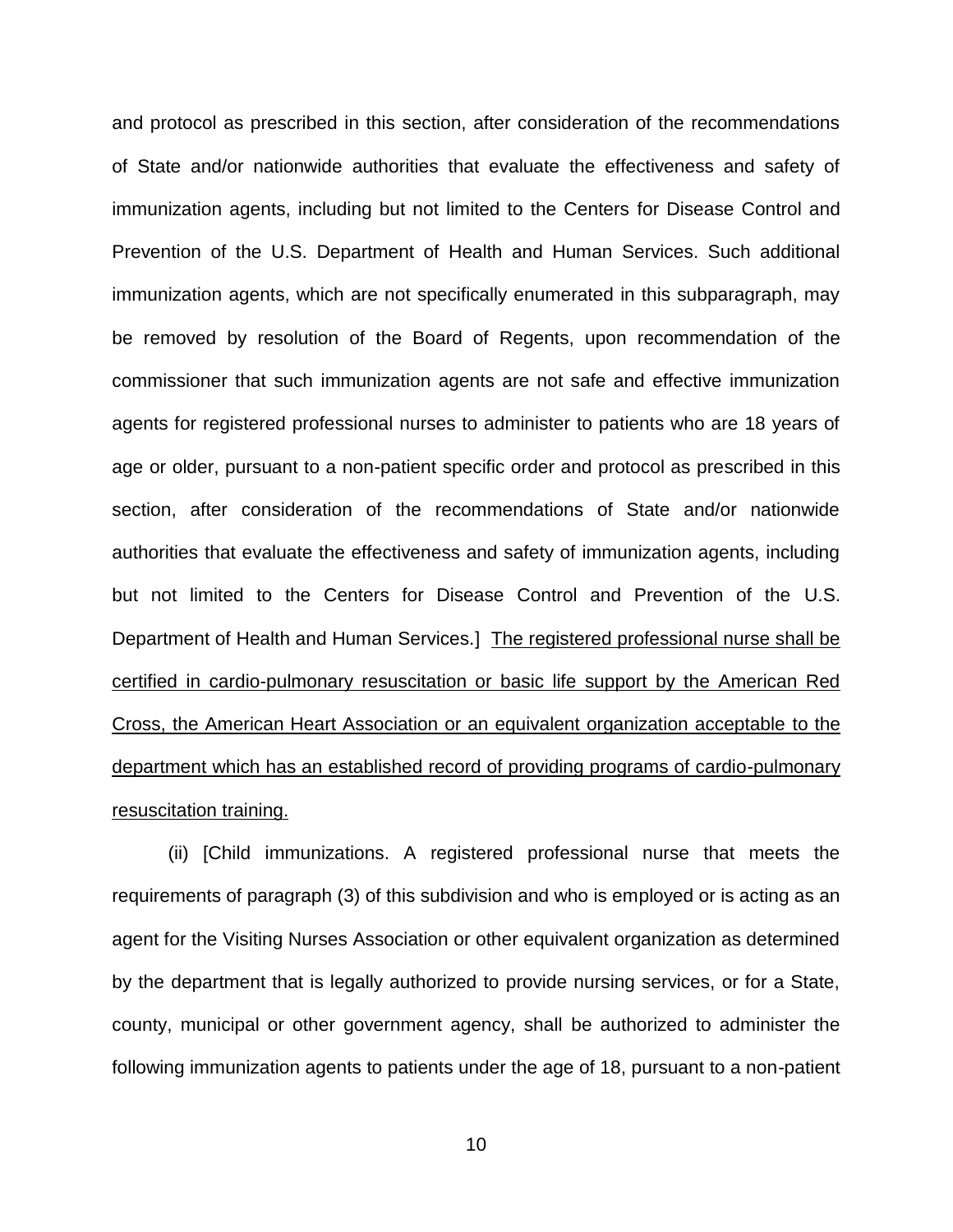and protocol as prescribed in this section, after consideration of the recommendations of State and/or nationwide authorities that evaluate the effectiveness and safety of immunization agents, including but not limited to the Centers for Disease Control and Prevention of the U.S. Department of Health and Human Services. Such additional immunization agents, which are not specifically enumerated in this subparagraph, may be removed by resolution of the Board of Regents, upon recommendation of the commissioner that such immunization agents are not safe and effective immunization agents for registered professional nurses to administer to patients who are 18 years of age or older, pursuant to a non-patient specific order and protocol as prescribed in this section, after consideration of the recommendations of State and/or nationwide authorities that evaluate the effectiveness and safety of immunization agents, including but not limited to the Centers for Disease Control and Prevention of the U.S. Department of Health and Human Services.] <u>The registered professional nurse shall be certified in cardio-pulmonary resuscitation or basic life support by the American Red Cross, the American Heart Association or an equivalent organization acceptable to the department which has an established record of providing programs of cardio-pulmonary resuscitation training.</u>

(ii) [Child immunizations. A registered professional nurse that meets the requirements of paragraph (3) of this subdivision and who is employed or is acting as an agent for the Visiting Nurses Association or other equivalent organization as determined by the department that is legally authorized to provide nursing services, or for a State, county, municipal or other government agency, shall be authorized to administer the following immunization agents to patients under the age of 18, pursuant to a non-patient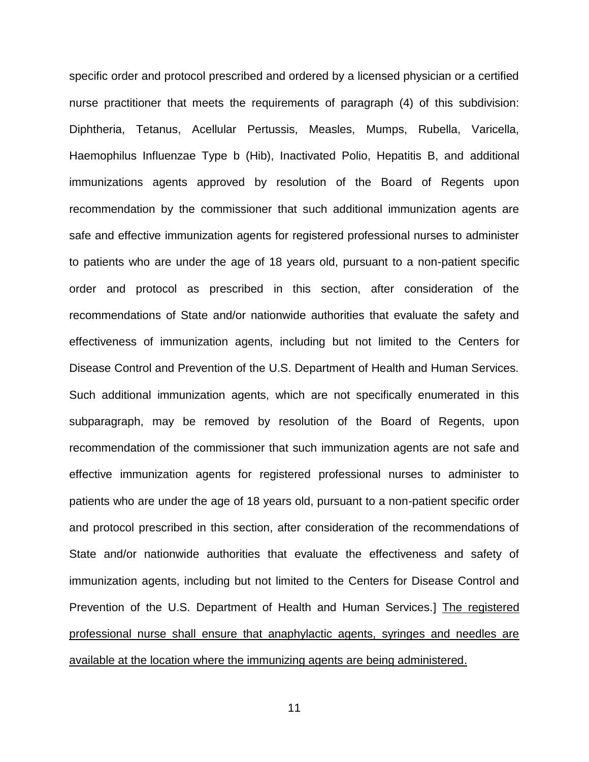specific order and protocol prescribed and ordered by a licensed physician or a certified nurse practitioner that meets the requirements of paragraph (4) of this subdivision: Diphtheria, Tetanus, Acellular Pertussis, Measles, Mumps, Rubella, Varicella, Haemophilus Influenzae Type b (Hib), Inactivated Polio, Hepatitis B, and additional immunizations agents approved by resolution of the Board of Regents upon recommendation by the commissioner that such additional immunization agents are safe and effective immunization agents for registered professional nurses to administer to patients who are under the age of 18 years old, pursuant to a non-patient specific order and protocol as prescribed in this section, after consideration of the recommendations of State and/or nationwide authorities that evaluate the safety and effectiveness of immunization agents, including but not limited to the Centers for Disease Control and Prevention of the U.S. Department of Health and Human Services. Such additional immunization agents, which are not specifically enumerated in this subparagraph, may be removed by resolution of the Board of Regents, upon recommendation of the commissioner that such immunization agents are not safe and effective immunization agents for registered professional nurses to administer to patients who are under the age of 18 years old, pursuant to a non-patient specific order and protocol prescribed in this section, after consideration of the recommendations of State and/or nationwide authorities that evaluate the effectiveness and safety of immunization agents, including but not limited to the Centers for Disease Control and Prevention of the U.S. Department of Health and Human Services.] <u>The registered professional nurse shall ensure that anaphylactic agents, syringes and needles are available at the location where the immunizing agents are being administered.</u>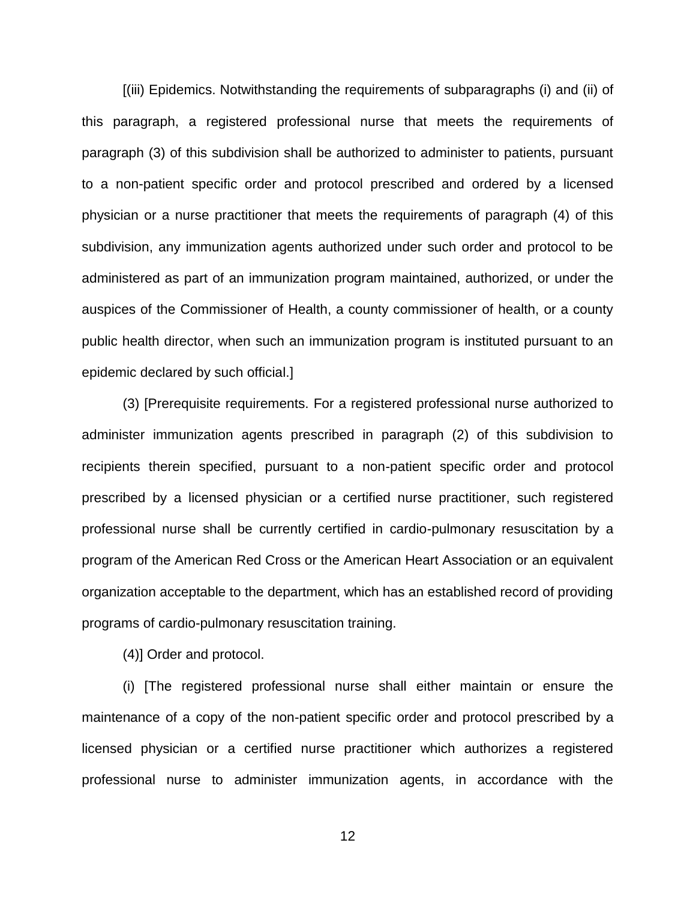[(iii) Epidemics. Notwithstanding the requirements of subparagraphs (i) and (ii) of this paragraph, a registered professional nurse that meets the requirements of paragraph (3) of this subdivision shall be authorized to administer to patients, pursuant to a non-patient specific order and protocol prescribed and ordered by a licensed physician or a nurse practitioner that meets the requirements of paragraph (4) of this subdivision, any immunization agents authorized under such order and protocol to be administered as part of an immunization program maintained, authorized, or under the auspices of the Commissioner of Health, a county commissioner of health, or a county public health director, when such an immunization program is instituted pursuant to an epidemic declared by such official.]

(3) [Prerequisite requirements. For a registered professional nurse authorized to administer immunization agents prescribed in paragraph (2) of this subdivision to recipients therein specified, pursuant to a non-patient specific order and protocol prescribed by a licensed physician or a certified nurse practitioner, such registered professional nurse shall be currently certified in cardio-pulmonary resuscitation by a program of the American Red Cross or the American Heart Association or an equivalent organization acceptable to the department, which has an established record of providing programs of cardio-pulmonary resuscitation training.

(4)] Order and protocol.

(i) [The registered professional nurse shall either maintain or ensure the maintenance of a copy of the non-patient specific order and protocol prescribed by a licensed physician or a certified nurse practitioner which authorizes a registered professional nurse to administer immunization agents, in accordance with the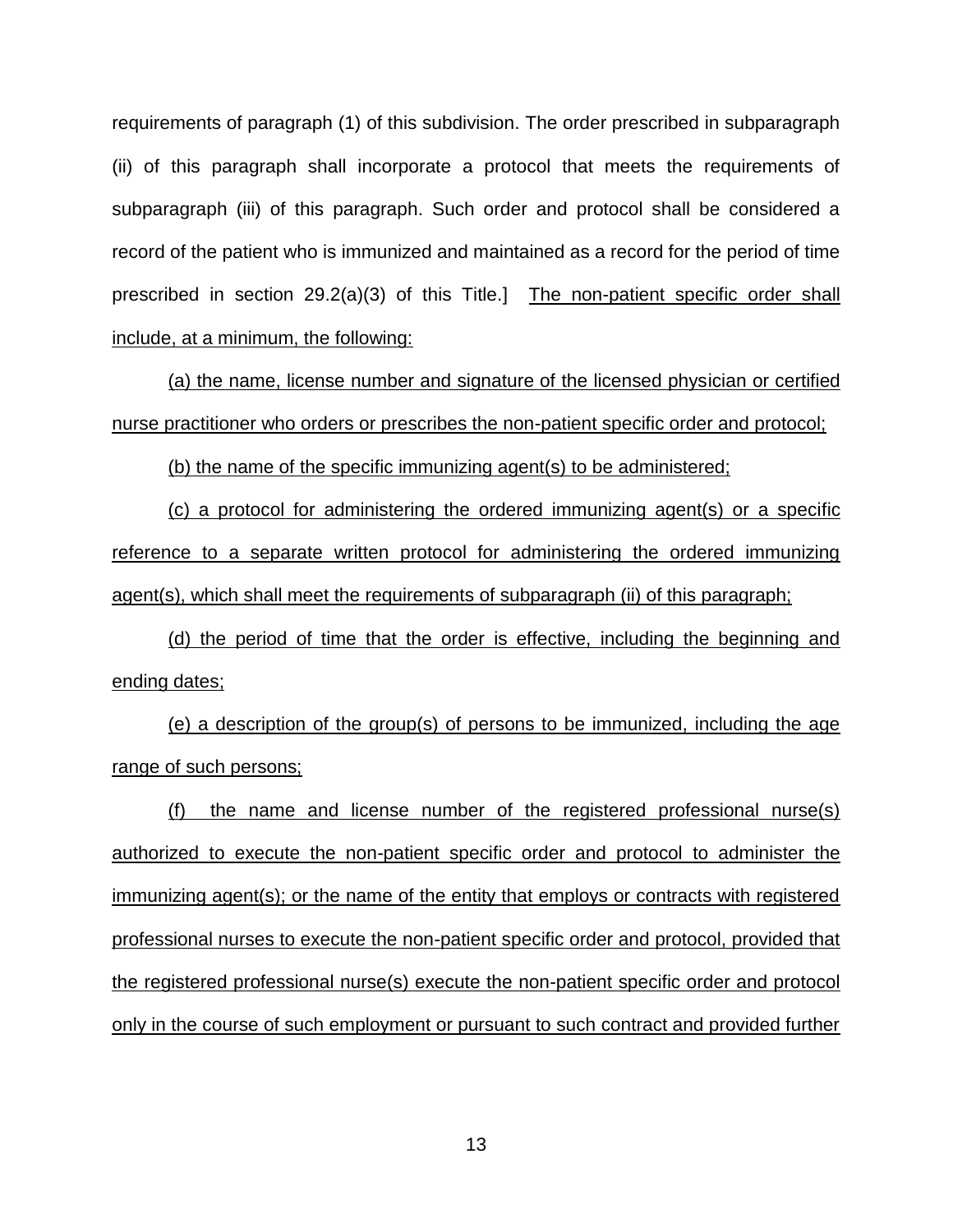requirements of paragraph (1) of this subdivision. The order prescribed in subparagraph (ii) of this paragraph shall incorporate a protocol that meets the requirements of subparagraph (iii) of this paragraph. Such order and protocol shall be considered a record of the patient who is immunized and maintained as a record for the period of time prescribed in section 29.2(a)(3) of this Title.] <u>The non-patient specific order shall include, at a minimum, the following:</u>

<u>(a) the name, license number and signature of the licensed physician or certified nurse practitioner who orders or prescribes the non-patient specific order and protocol;</u>

<u>(b) the name of the specific immunizing agent(s) to be administered;</u>

<u>(c) a protocol for administering the ordered immunizing agent(s) or a specific reference to a separate written protocol for administering the ordered immunizing agent(s), which shall meet the requirements of subparagraph (ii) of this paragraph;</u>

<u>(d) the period of time that the order is effective, including the beginning and ending dates;</u>

<u>(e) a description of the group(s) of persons to be immunized, including the age range of such persons;</u>

<u>(f) the name and license number of the registered professional nurse(s) authorized to execute the non-patient specific order and protocol to administer the immunizing agent(s); or the name of the entity that employs or contracts with registered professional nurses to execute the non-patient specific order and protocol, provided that the registered professional nurse(s) execute the non-patient specific order and protocol only in the course of such employment or pursuant to such contract and provided further</u>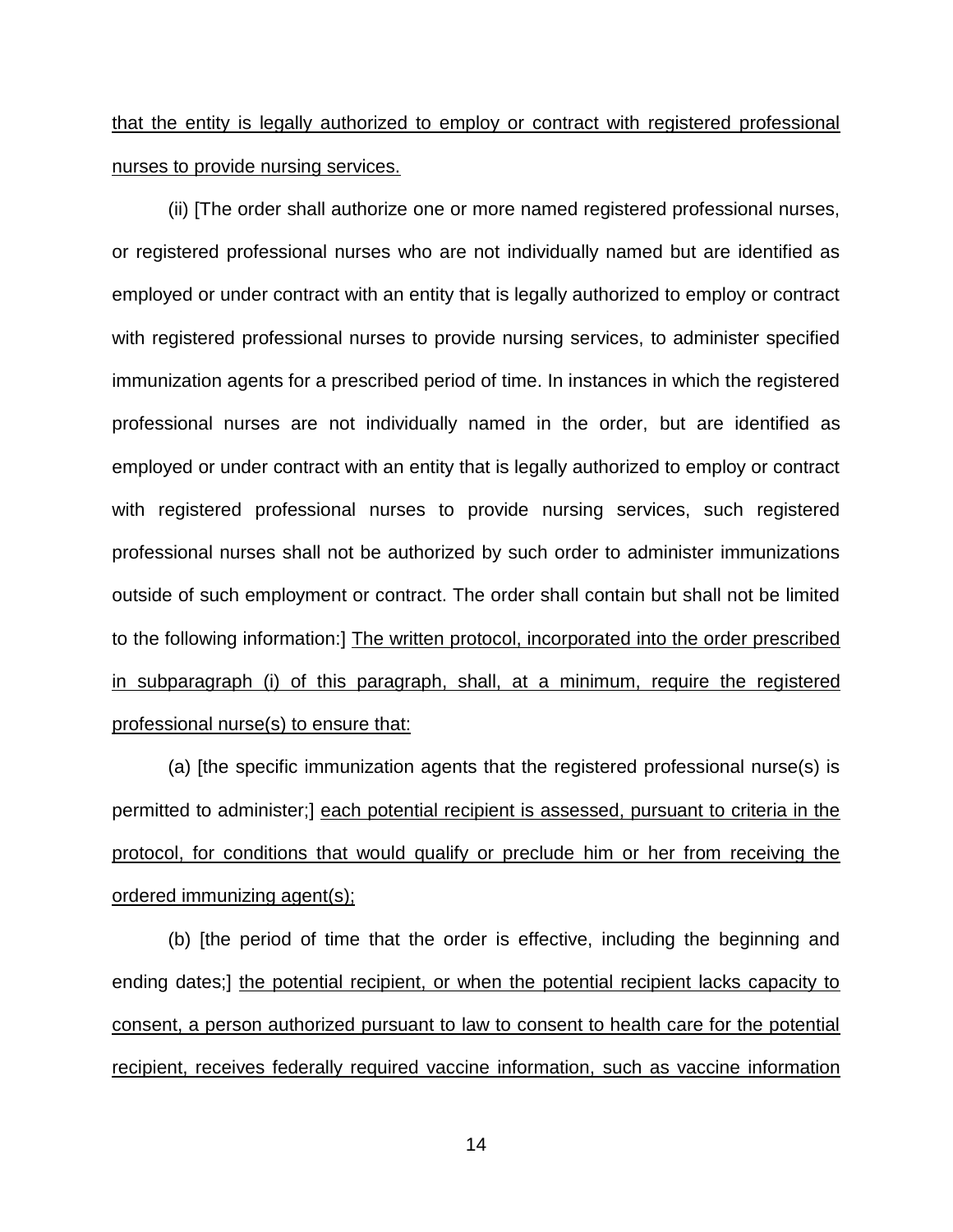<u>that the entity is legally authorized to employ or contract with registered professional nurses to provide nursing services.</u>

(ii) [The order shall authorize one or more named registered professional nurses, or registered professional nurses who are not individually named but are identified as employed or under contract with an entity that is legally authorized to employ or contract with registered professional nurses to provide nursing services, to administer specified immunization agents for a prescribed period of time. In instances in which the registered professional nurses are not individually named in the order, but are identified as employed or under contract with an entity that is legally authorized to employ or contract with registered professional nurses to provide nursing services, such registered professional nurses shall not be authorized by such order to administer immunizations outside of such employment or contract. The order shall contain but shall not be limited to the following information:] <u>The written protocol, incorporated into the order prescribed in subparagraph (i) of this paragraph, shall, at a minimum, require the registered professional nurse(s) to ensure that:</u>

(a) [the specific immunization agents that the registered professional nurse(s) is permitted to administer;] <u>each potential recipient is assessed, pursuant to criteria in the protocol, for conditions that would qualify or preclude him or her from receiving the ordered immunizing agent(s);</u>

(b) [the period of time that the order is effective, including the beginning and ending dates;] <u>the potential recipient, or when the potential recipient lacks capacity to consent, a person authorized pursuant to law to consent to health care for the potential recipient, receives federally required vaccine information, such as vaccine information</u>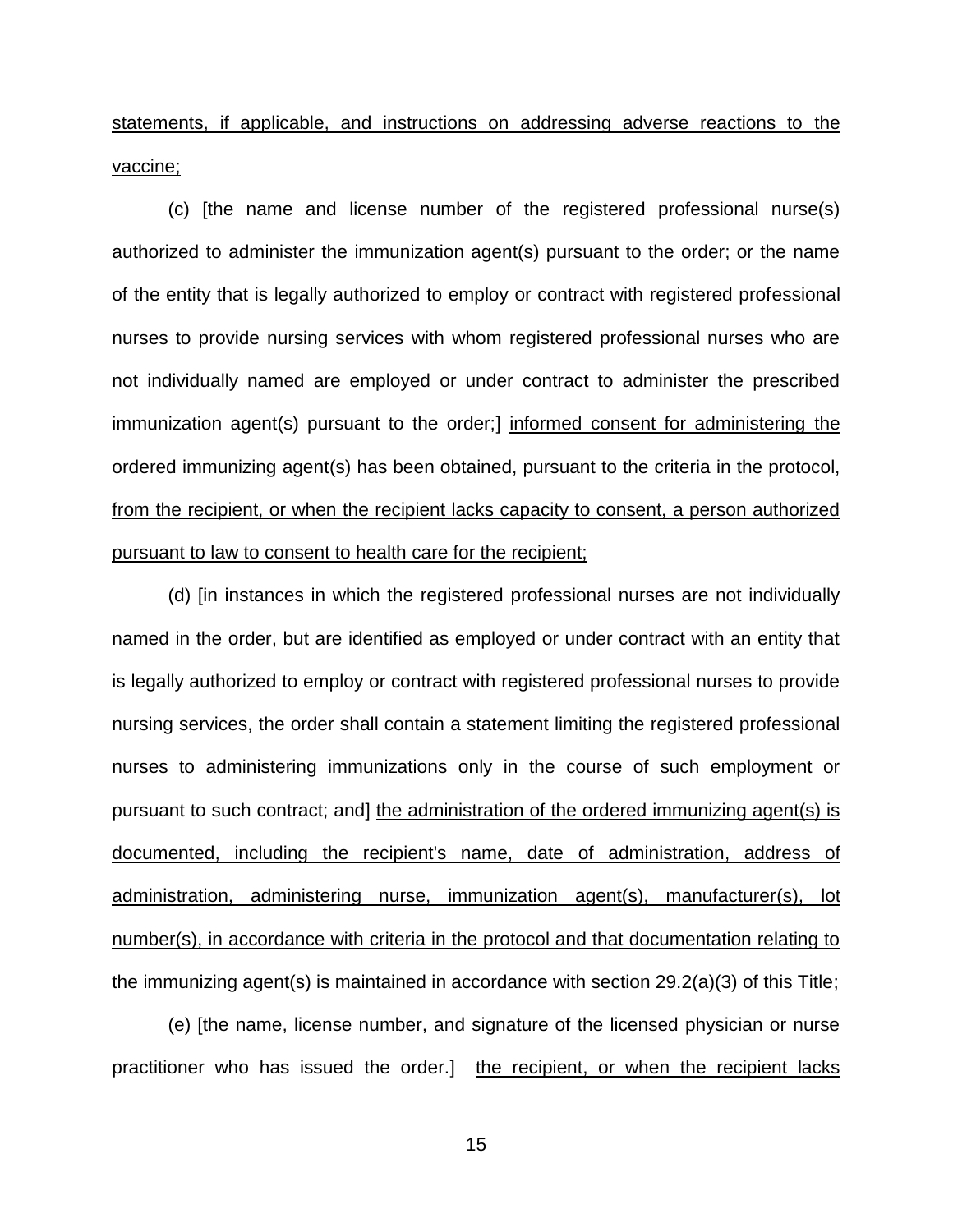statements, if applicable, and instructions on addressing adverse reactions to the vaccine;

(c) [the name and license number of the registered professional nurse(s) authorized to administer the immunization agent(s) pursuant to the order; or the name of the entity that is legally authorized to employ or contract with registered professional nurses to provide nursing services with whom registered professional nurses who are not individually named are employed or under contract to administer the prescribed immunization agent(s) pursuant to the order;] informed consent for administering the ordered immunizing agent(s) has been obtained, pursuant to the criteria in the protocol, from the recipient, or when the recipient lacks capacity to consent, a person authorized pursuant to law to consent to health care for the recipient;

(d) [in instances in which the registered professional nurses are not individually named in the order, but are identified as employed or under contract with an entity that is legally authorized to employ or contract with registered professional nurses to provide nursing services, the order shall contain a statement limiting the registered professional nurses to administering immunizations only in the course of such employment or pursuant to such contract; and] the administration of the ordered immunizing agent(s) is documented, including the recipient's name, date of administration, address of administration, administering nurse, immunization agent(s), manufacturer(s), lot number(s), in accordance with criteria in the protocol and that documentation relating to the immunizing agent(s) is maintained in accordance with section 29.2(a)(3) of this Title;

(e) [the name, license number, and signature of the licensed physician or nurse practitioner who has issued the order.] the recipient, or when the recipient lacks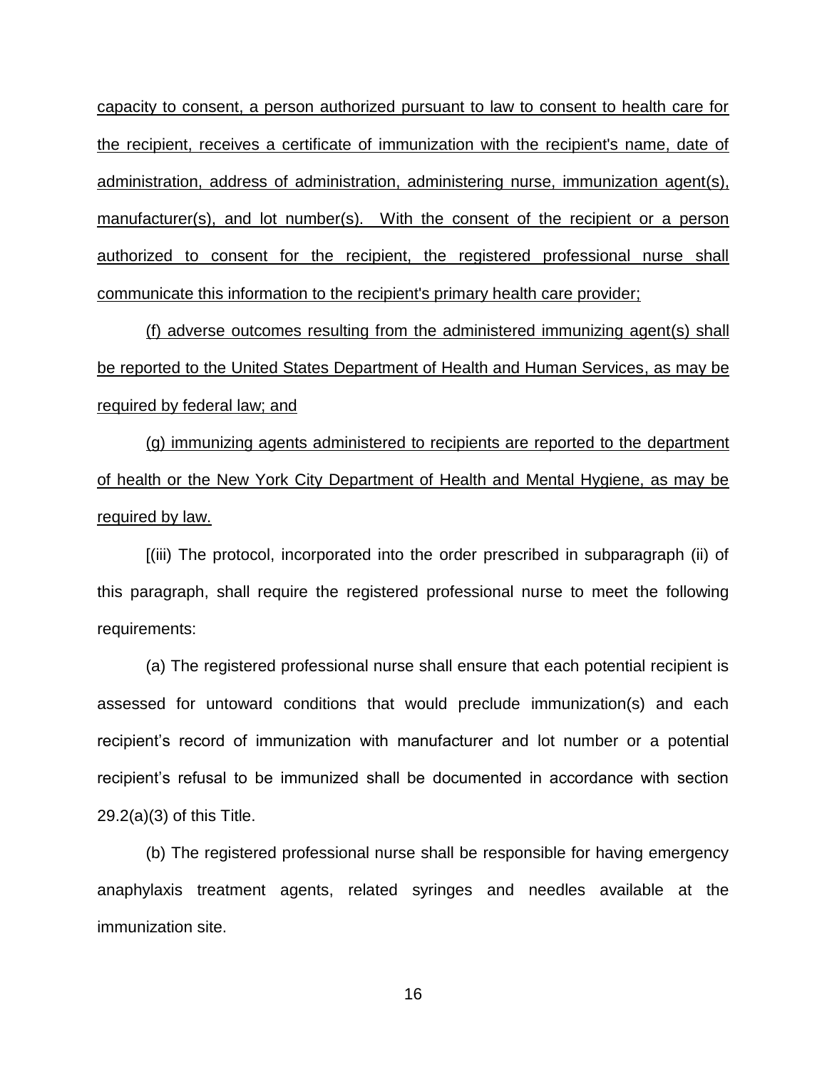capacity to consent, a person authorized pursuant to law to consent to health care for the recipient, receives a certificate of immunization with the recipient's name, date of administration, address of administration, administering nurse, immunization agent(s), manufacturer(s), and lot number(s). With the consent of the recipient or a person authorized to consent for the recipient, the registered professional nurse shall communicate this information to the recipient's primary health care provider;

(f) adverse outcomes resulting from the administered immunizing agent(s) shall be reported to the United States Department of Health and Human Services, as may be required by federal law; and

(g) immunizing agents administered to recipients are reported to the department of health or the New York City Department of Health and Mental Hygiene, as may be required by law.

[(iii) The protocol, incorporated into the order prescribed in subparagraph (ii) of this paragraph, shall require the registered professional nurse to meet the following requirements:

(a) The registered professional nurse shall ensure that each potential recipient is assessed for untoward conditions that would preclude immunization(s) and each recipient's record of immunization with manufacturer and lot number or a potential recipient's refusal to be immunized shall be documented in accordance with section 29.2(a)(3) of this Title.

(b) The registered professional nurse shall be responsible for having emergency anaphylaxis treatment agents, related syringes and needles available at the immunization site.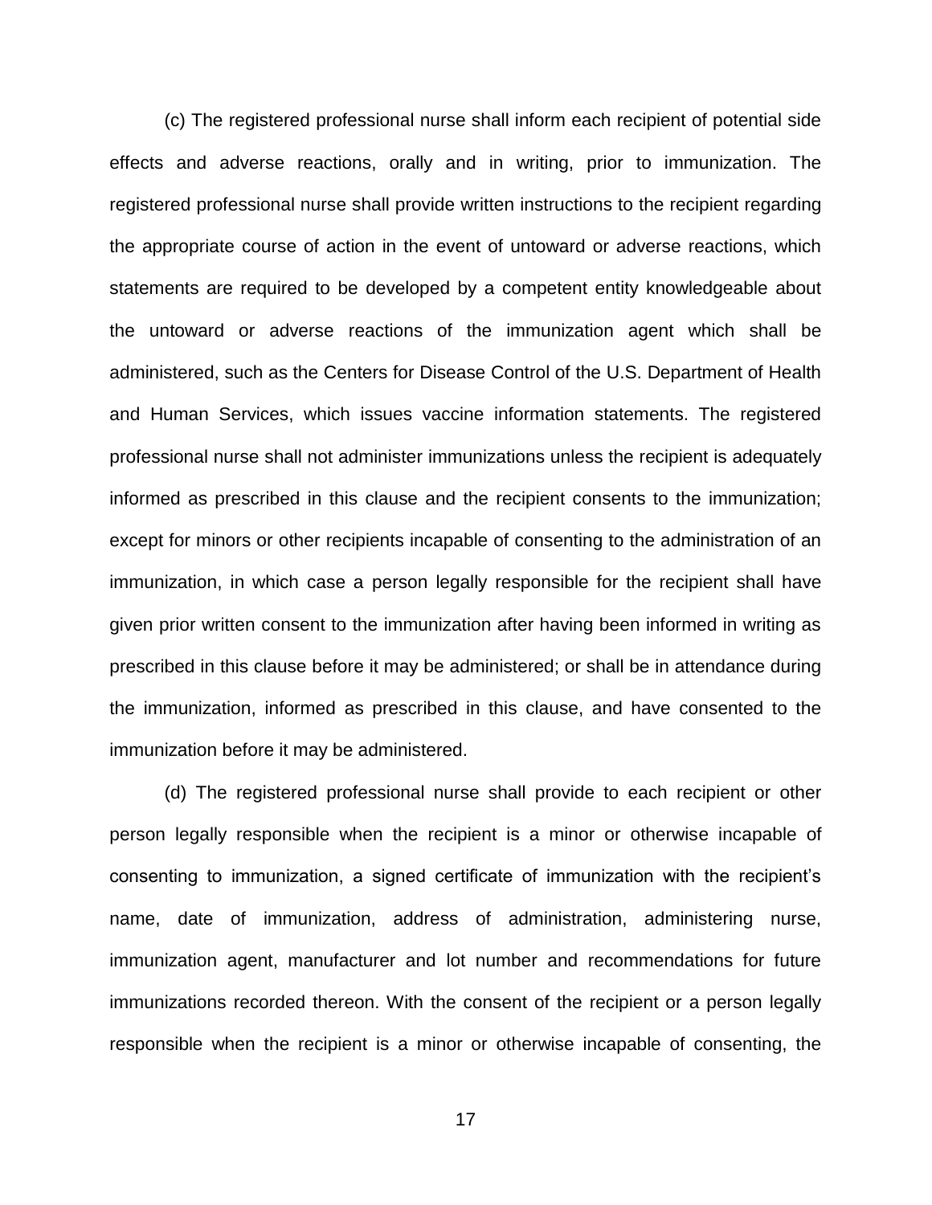(c) The registered professional nurse shall inform each recipient of potential side effects and adverse reactions, orally and in writing, prior to immunization. The registered professional nurse shall provide written instructions to the recipient regarding the appropriate course of action in the event of untoward or adverse reactions, which statements are required to be developed by a competent entity knowledgeable about the untoward or adverse reactions of the immunization agent which shall be administered, such as the Centers for Disease Control of the U.S. Department of Health and Human Services, which issues vaccine information statements. The registered professional nurse shall not administer immunizations unless the recipient is adequately informed as prescribed in this clause and the recipient consents to the immunization; except for minors or other recipients incapable of consenting to the administration of an immunization, in which case a person legally responsible for the recipient shall have given prior written consent to the immunization after having been informed in writing as prescribed in this clause before it may be administered; or shall be in attendance during the immunization, informed as prescribed in this clause, and have consented to the immunization before it may be administered.

(d) The registered professional nurse shall provide to each recipient or other person legally responsible when the recipient is a minor or otherwise incapable of consenting to immunization, a signed certificate of immunization with the recipient's name, date of immunization, address of administration, administering nurse, immunization agent, manufacturer and lot number and recommendations for future immunizations recorded thereon. With the consent of the recipient or a person legally responsible when the recipient is a minor or otherwise incapable of consenting, the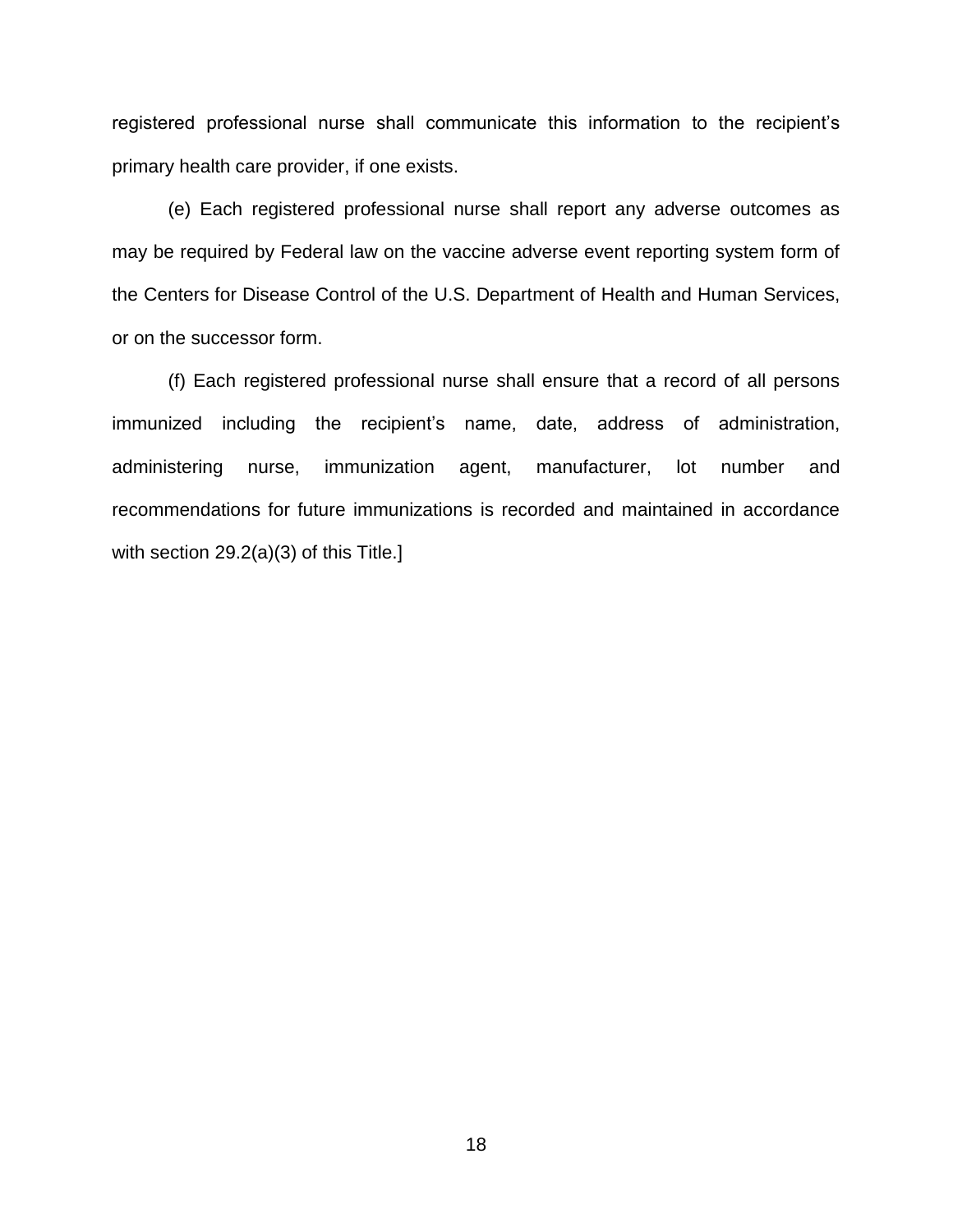registered professional nurse shall communicate this information to the recipient's primary health care provider, if one exists.

(e) Each registered professional nurse shall report any adverse outcomes as may be required by Federal law on the vaccine adverse event reporting system form of the Centers for Disease Control of the U.S. Department of Health and Human Services, or on the successor form.

(f) Each registered professional nurse shall ensure that a record of all persons immunized including the recipient's name, date, address of administration, administering nurse, immunization agent, manufacturer, lot number and recommendations for future immunizations is recorded and maintained in accordance with section 29.2(a)(3) of this Title.]